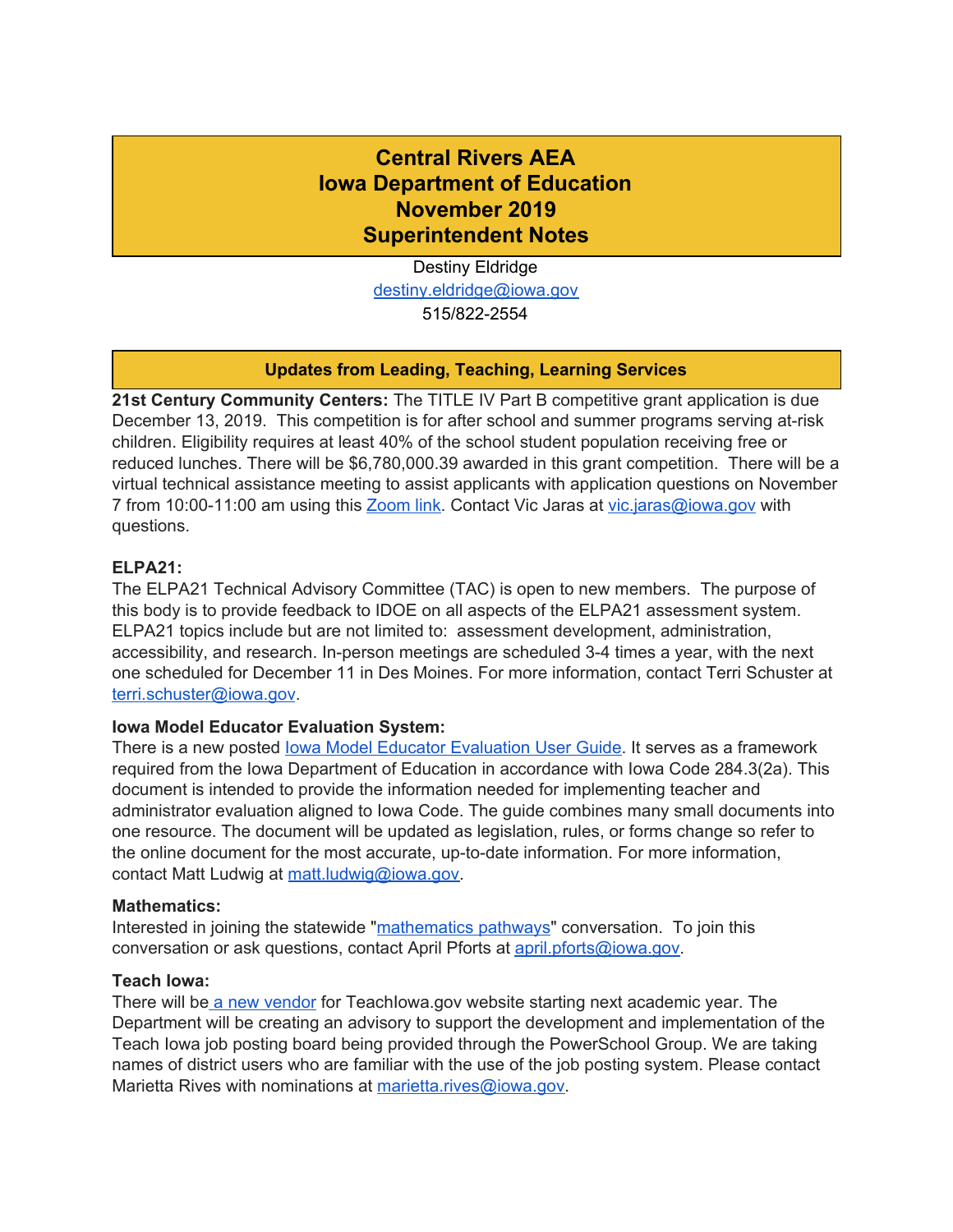# Central Rivers AEA
# Iowa Department of Education
# November 2019
# Superintendent Notes

Destiny Eldridge
destiny.eldridge@iowa.gov
515/822-2554

## Updates from Leading, Teaching, Learning Services

**21st Century Community Centers:** The TITLE IV Part B competitive grant application is due December 13, 2019. This competition is for after school and summer programs serving at-risk children. Eligibility requires at least 40% of the school student population receiving free or reduced lunches. There will be $6,780,000.39 awarded in this grant competition. There will be a virtual technical assistance meeting to assist applicants with application questions on November 7 from 10:00-11:00 am using this Zoom link. Contact Vic Jaras at vic.jaras@iowa.gov with questions.

**ELPA21:**
The ELPA21 Technical Advisory Committee (TAC) is open to new members. The purpose of this body is to provide feedback to IDOE on all aspects of the ELPA21 assessment system. ELPA21 topics include but are not limited to: assessment development, administration, accessibility, and research. In-person meetings are scheduled 3-4 times a year, with the next one scheduled for December 11 in Des Moines. For more information, contact Terri Schuster at terri.schuster@iowa.gov.

**Iowa Model Educator Evaluation System:**
There is a new posted Iowa Model Educator Evaluation User Guide. It serves as a framework required from the Iowa Department of Education in accordance with Iowa Code 284.3(2a). This document is intended to provide the information needed for implementing teacher and administrator evaluation aligned to Iowa Code. The guide combines many small documents into one resource. The document will be updated as legislation, rules, or forms change so refer to the online document for the most accurate, up-to-date information. For more information, contact Matt Ludwig at matt.ludwig@iowa.gov.

**Mathematics:**
Interested in joining the statewide "mathematics pathways" conversation. To join this conversation or ask questions, contact April Pforts at april.pforts@iowa.gov.

**Teach Iowa:**
There will be a new vendor for TeachIowa.gov website starting next academic year. The Department will be creating an advisory to support the development and implementation of the Teach Iowa job posting board being provided through the PowerSchool Group. We are taking names of district users who are familiar with the use of the job posting system. Please contact Marietta Rives with nominations at marietta.rives@iowa.gov.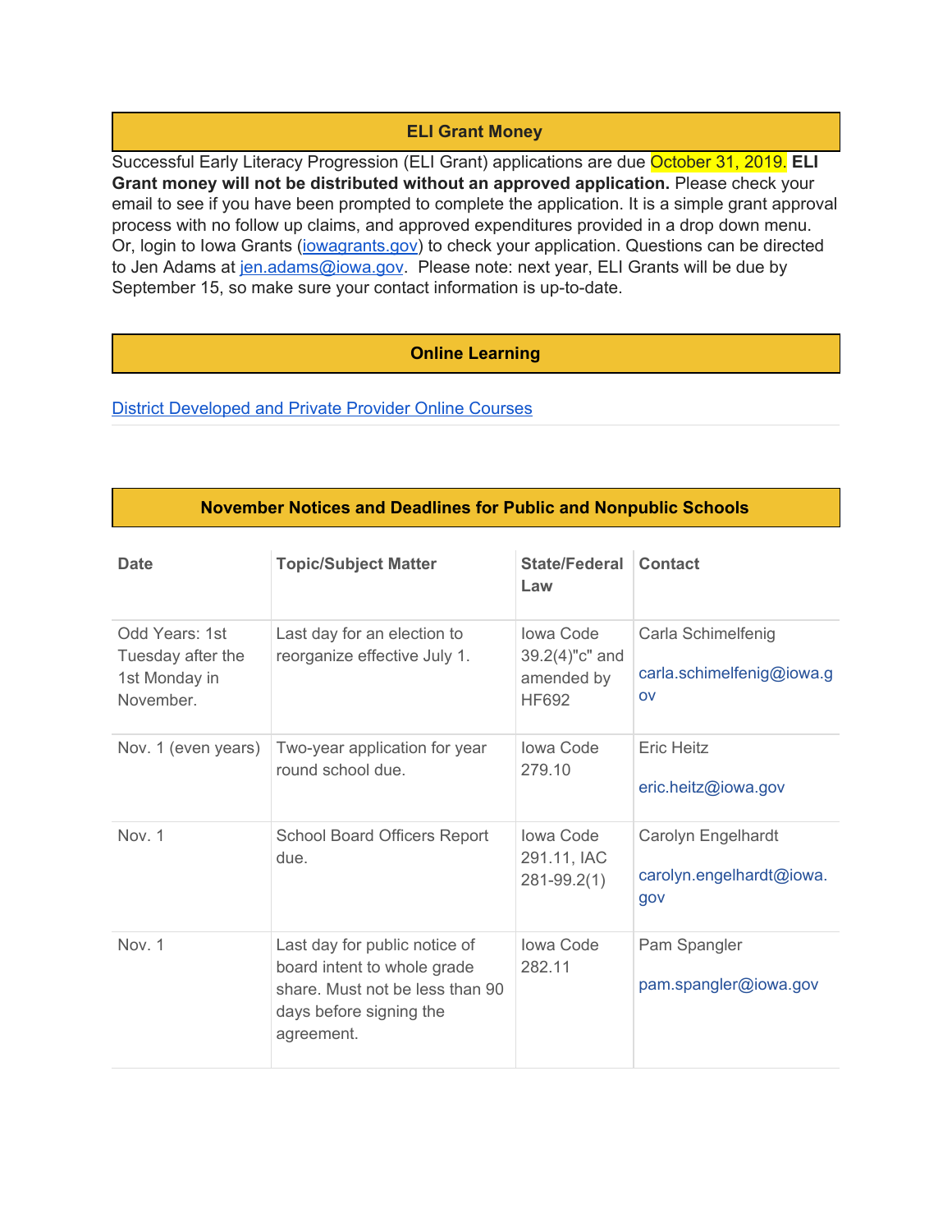## ELI Grant Money

Successful Early Literacy Progression (ELI Grant) applications are due October 31, 2019. **ELI Grant money will not be distributed without an approved application.** Please check your email to see if you have been prompted to complete the application. It is a simple grant approval process with no follow up claims, and approved expenditures provided in a drop down menu. Or, login to Iowa Grants ([iowagrants.gov](iowagrants.gov)) to check your application. Questions can be directed to Jen Adams at [jen.adams@iowa.gov](mailto:jen.adams@iowa.gov). Please note: next year, ELI Grants will be due by September 15, so make sure your contact information is up-to-date.

## Online Learning

[District Developed and Private Provider Online Courses]()

## November Notices and Deadlines for Public and Nonpublic Schools

| Date | Topic/Subject Matter | State/Federal Law | Contact |
|---|---|---|---|
| Odd Years: 1st Tuesday after the 1st Monday in November. | Last day for an election to reorganize effective July 1. | Iowa Code 39.2(4)"c" and amended by HF692 | Carla Schimelfenig carla.schimelfenig@iowa.gov |
| Nov. 1 (even years) | Two-year application for year round school due. | Iowa Code 279.10 | Eric Heitz eric.heitz@iowa.gov |
| Nov. 1 | School Board Officers Report due. | Iowa Code 291.11, IAC 281-99.2(1) | Carolyn Engelhardt carolyn.engelhardt@iowa.gov |
| Nov. 1 | Last day for public notice of board intent to whole grade share. Must not be less than 90 days before signing the agreement. | Iowa Code 282.11 | Pam Spangler pam.spangler@iowa.gov |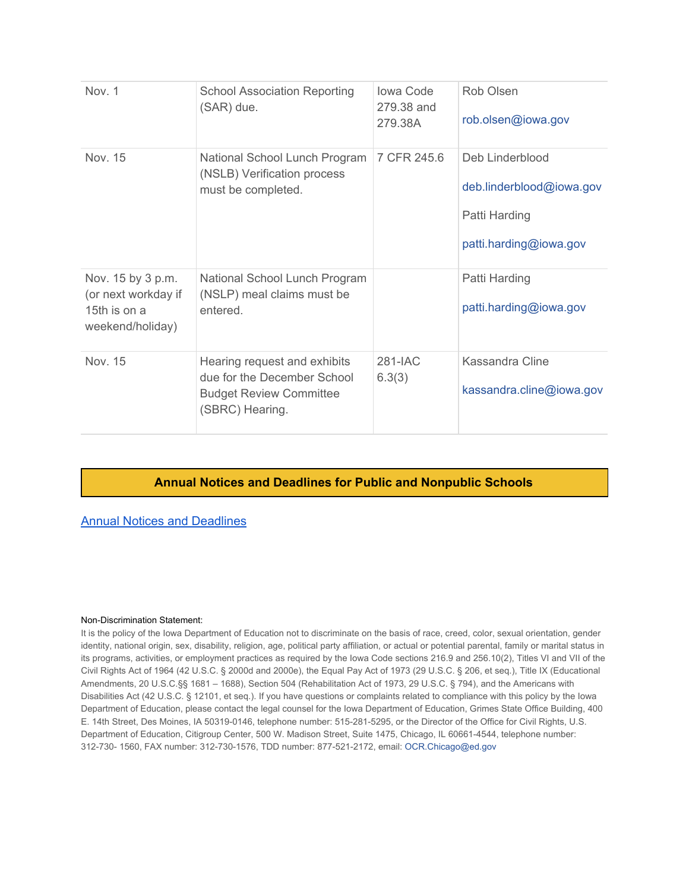| | | | |
|---|---|---|---|
| Nov. 1 | School Association Reporting (SAR) due. | Iowa Code 279.38 and 279.38A | Rob Olsen<br><br>rob.olsen@iowa.gov |
| Nov. 15 | National School Lunch Program (NSLB) Verification process must be completed. | 7 CFR 245.6 | Deb Linderblood<br><br>deb.linderblood@iowa.gov<br><br>Patti Harding<br><br>patti.harding@iowa.gov |
| Nov. 15 by 3 p.m. (or next workday if 15th is on a weekend/holiday) | National School Lunch Program (NSLP) meal claims must be entered. | | Patti Harding<br><br>patti.harding@iowa.gov |
| Nov. 15 | Hearing request and exhibits due for the December School Budget Review Committee (SBRC) Hearing. | 281-IAC 6.3(3) | Kassandra Cline<br><br>kassandra.cline@iowa.gov |

## Annual Notices and Deadlines for Public and Nonpublic Schools

Annual Notices and Deadlines

Non-Discrimination Statement:

It is the policy of the Iowa Department of Education not to discriminate on the basis of race, creed, color, sexual orientation, gender identity, national origin, sex, disability, religion, age, political party affiliation, or actual or potential parental, family or marital status in its programs, activities, or employment practices as required by the Iowa Code sections 216.9 and 256.10(2), Titles VI and VII of the Civil Rights Act of 1964 (42 U.S.C. § 2000d and 2000e), the Equal Pay Act of 1973 (29 U.S.C. § 206, et seq.), Title IX (Educational Amendments, 20 U.S.C.§§ 1681 – 1688), Section 504 (Rehabilitation Act of 1973, 29 U.S.C. § 794), and the Americans with Disabilities Act (42 U.S.C. § 12101, et seq.). If you have questions or complaints related to compliance with this policy by the Iowa Department of Education, please contact the legal counsel for the Iowa Department of Education, Grimes State Office Building, 400 E. 14th Street, Des Moines, IA 50319-0146, telephone number: 515-281-5295, or the Director of the Office for Civil Rights, U.S. Department of Education, Citigroup Center, 500 W. Madison Street, Suite 1475, Chicago, IL 60661-4544, telephone number: 312-730- 1560, FAX number: 312-730-1576, TDD number: 877-521-2172, email: OCR.Chicago@ed.gov